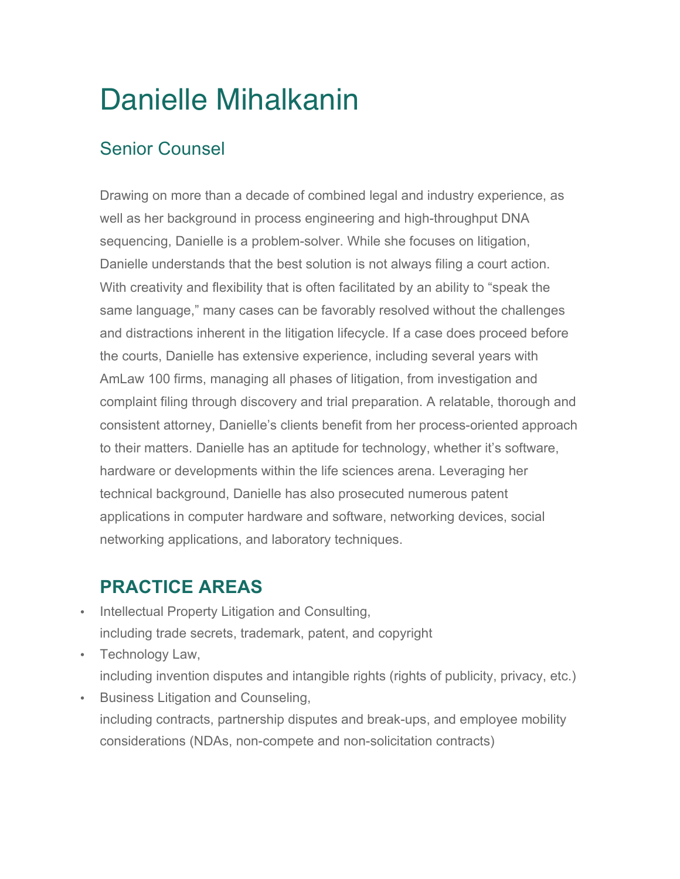# Danielle Mihalkanin

## Senior Counsel

Drawing on more than a decade of combined legal and industry experience, as well as her background in process engineering and high-throughput DNA sequencing, Danielle is a problem-solver. While she focuses on litigation, Danielle understands that the best solution is not always filing a court action. With creativity and flexibility that is often facilitated by an ability to "speak the same language," many cases can be favorably resolved without the challenges and distractions inherent in the litigation lifecycle. If a case does proceed before the courts, Danielle has extensive experience, including several years with AmLaw 100 firms, managing all phases of litigation, from investigation and complaint filing through discovery and trial preparation. A relatable, thorough and consistent attorney, Danielle's clients benefit from her process-oriented approach to their matters. Danielle has an aptitude for technology, whether it's software, hardware or developments within the life sciences arena. Leveraging her technical background, Danielle has also prosecuted numerous patent applications in computer hardware and software, networking devices, social networking applications, and laboratory techniques.

## PRACTICE AREAS

- Intellectual Property Litigation and Consulting,
  including trade secrets, trademark, patent, and copyright
- Technology Law,
  including invention disputes and intangible rights (rights of publicity, privacy, etc.)
- Business Litigation and Counseling,
  including contracts, partnership disputes and break-ups, and employee mobility considerations (NDAs, non-compete and non-solicitation contracts)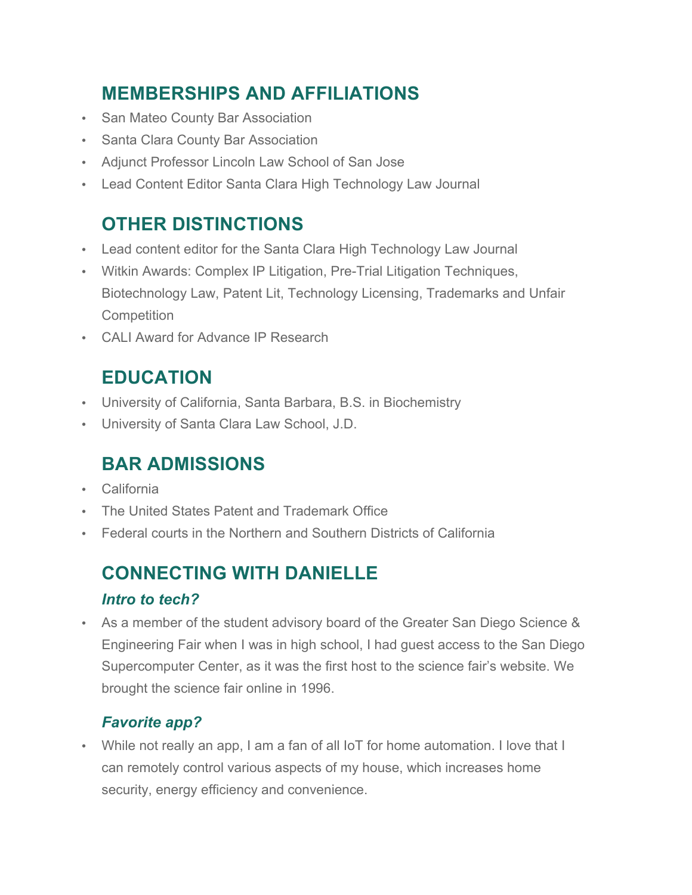## MEMBERSHIPS AND AFFILIATIONS

- San Mateo County Bar Association
- Santa Clara County Bar Association
- Adjunct Professor Lincoln Law School of San Jose
- Lead Content Editor Santa Clara High Technology Law Journal

## OTHER DISTINCTIONS

- Lead content editor for the Santa Clara High Technology Law Journal
- Witkin Awards: Complex IP Litigation, Pre-Trial Litigation Techniques, Biotechnology Law, Patent Lit, Technology Licensing, Trademarks and Unfair Competition
- CALI Award for Advance IP Research

## EDUCATION

- University of California, Santa Barbara, B.S. in Biochemistry
- University of Santa Clara Law School, J.D.

## BAR ADMISSIONS

- California
- The United States Patent and Trademark Office
- Federal courts in the Northern and Southern Districts of California

## CONNECTING WITH DANIELLE

### *Intro to tech?*

- As a member of the student advisory board of the Greater San Diego Science & Engineering Fair when I was in high school, I had guest access to the San Diego Supercomputer Center, as it was the first host to the science fair's website. We brought the science fair online in 1996.

### *Favorite app?*

- While not really an app, I am a fan of all IoT for home automation. I love that I can remotely control various aspects of my house, which increases home security, energy efficiency and convenience.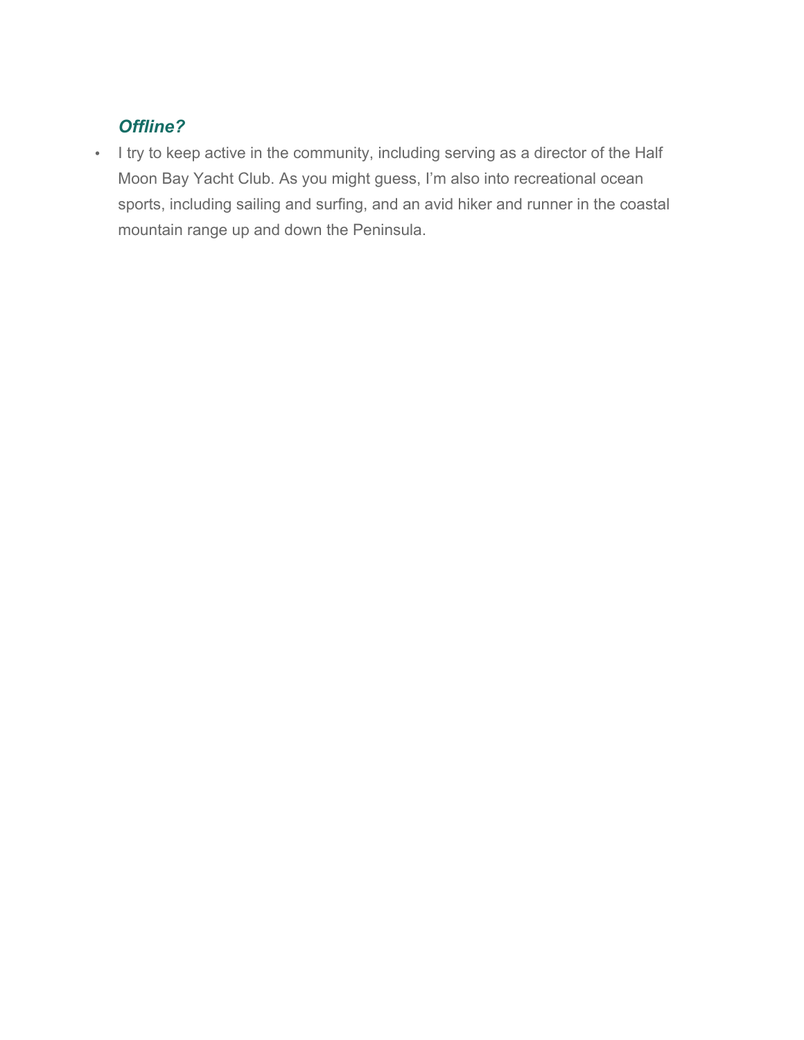### *Offline?*

- I try to keep active in the community, including serving as a director of the Half Moon Bay Yacht Club. As you might guess, I'm also into recreational ocean sports, including sailing and surfing, and an avid hiker and runner in the coastal mountain range up and down the Peninsula.